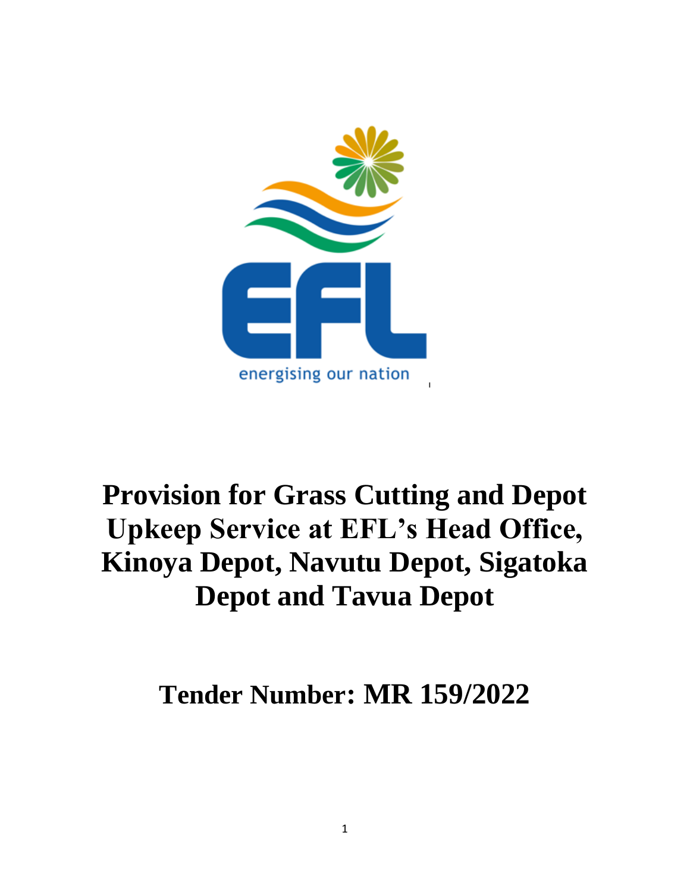energising our nation

# Provision for Grass Cutting and Depot Upkeep Service at EFL's Head Office, Kinoya Depot, Navutu Depot, Sigatoka Depot and Tavua Depot

## Tender Number: MR 159/2022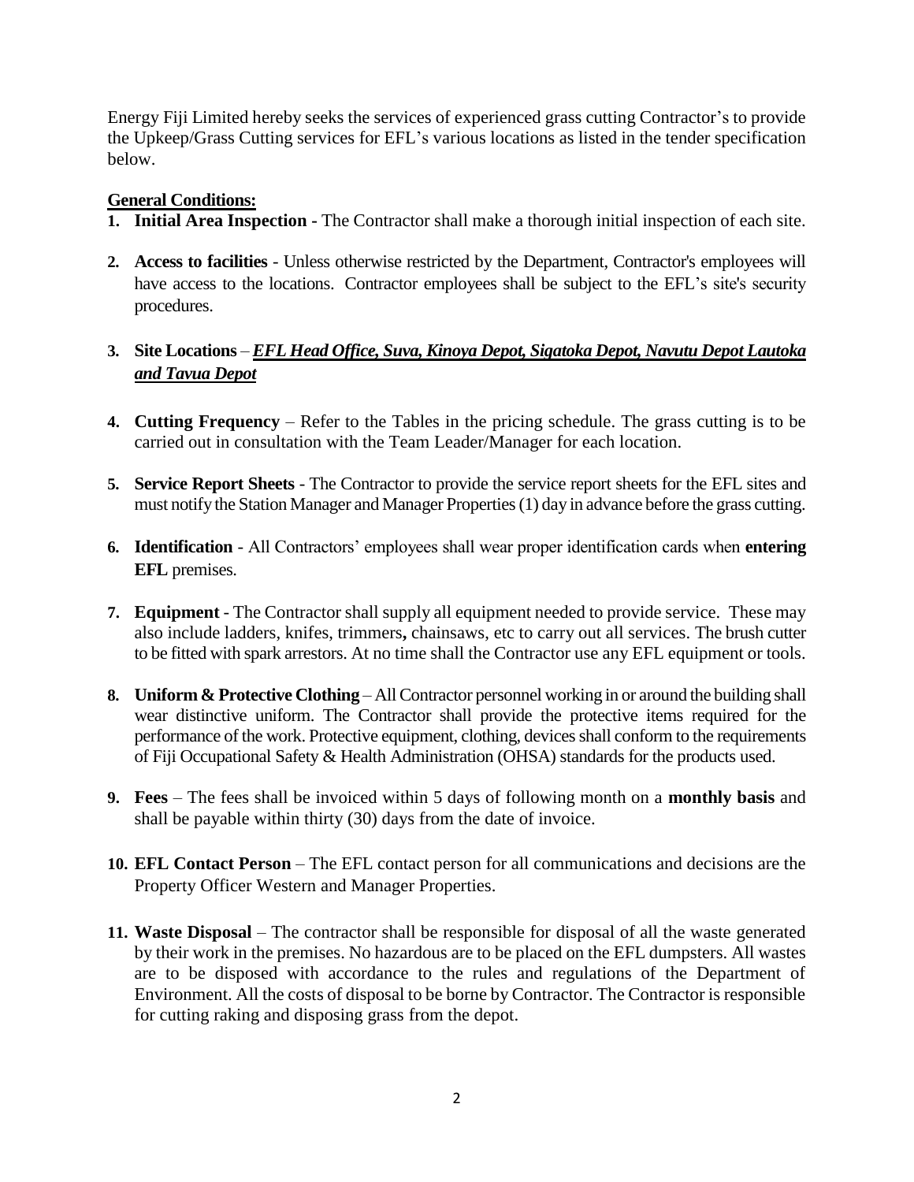Energy Fiji Limited hereby seeks the services of experienced grass cutting Contractor's to provide the Upkeep/Grass Cutting services for EFL's various locations as listed in the tender specification below.

**General Conditions:**

1. **Initial Area Inspection -** The Contractor shall make a thorough initial inspection of each site.
2. **Access to facilities** - Unless otherwise restricted by the Department, Contractor's employees will have access to the locations. Contractor employees shall be subject to the EFL's site's security procedures.
3. **Site Locations** – ***EFL Head Office, Suva, Kinoya Depot, Sigatoka Depot, Navutu Depot Lautoka and Tavua Depot***
4. **Cutting Frequency** – Refer to the Tables in the pricing schedule. The grass cutting is to be carried out in consultation with the Team Leader/Manager for each location.
5. **Service Report Sheets** - The Contractor to provide the service report sheets for the EFL sites and must notify the Station Manager and Manager Properties (1) day in advance before the grass cutting.
6. **Identification** - All Contractors' employees shall wear proper identification cards when **entering EFL** premises.
7. **Equipment** - The Contractor shall supply all equipment needed to provide service. These may also include ladders, knifes, trimmers**,** chainsaws, etc to carry out all services. The brush cutter to be fitted with spark arrestors. At no time shall the Contractor use any EFL equipment or tools.
8. **Uniform & Protective Clothing** – All Contractor personnel working in or around the building shall wear distinctive uniform. The Contractor shall provide the protective items required for the performance of the work. Protective equipment, clothing, devices shall conform to the requirements of Fiji Occupational Safety & Health Administration (OHSA) standards for the products used.
9. **Fees** – The fees shall be invoiced within 5 days of following month on a **monthly basis** and shall be payable within thirty (30) days from the date of invoice.
10. **EFL Contact Person** – The EFL contact person for all communications and decisions are the Property Officer Western and Manager Properties.
11. **Waste Disposal** – The contractor shall be responsible for disposal of all the waste generated by their work in the premises. No hazardous are to be placed on the EFL dumpsters. All wastes are to be disposed with accordance to the rules and regulations of the Department of Environment. All the costs of disposal to be borne by Contractor. The Contractor is responsible for cutting raking and disposing grass from the depot.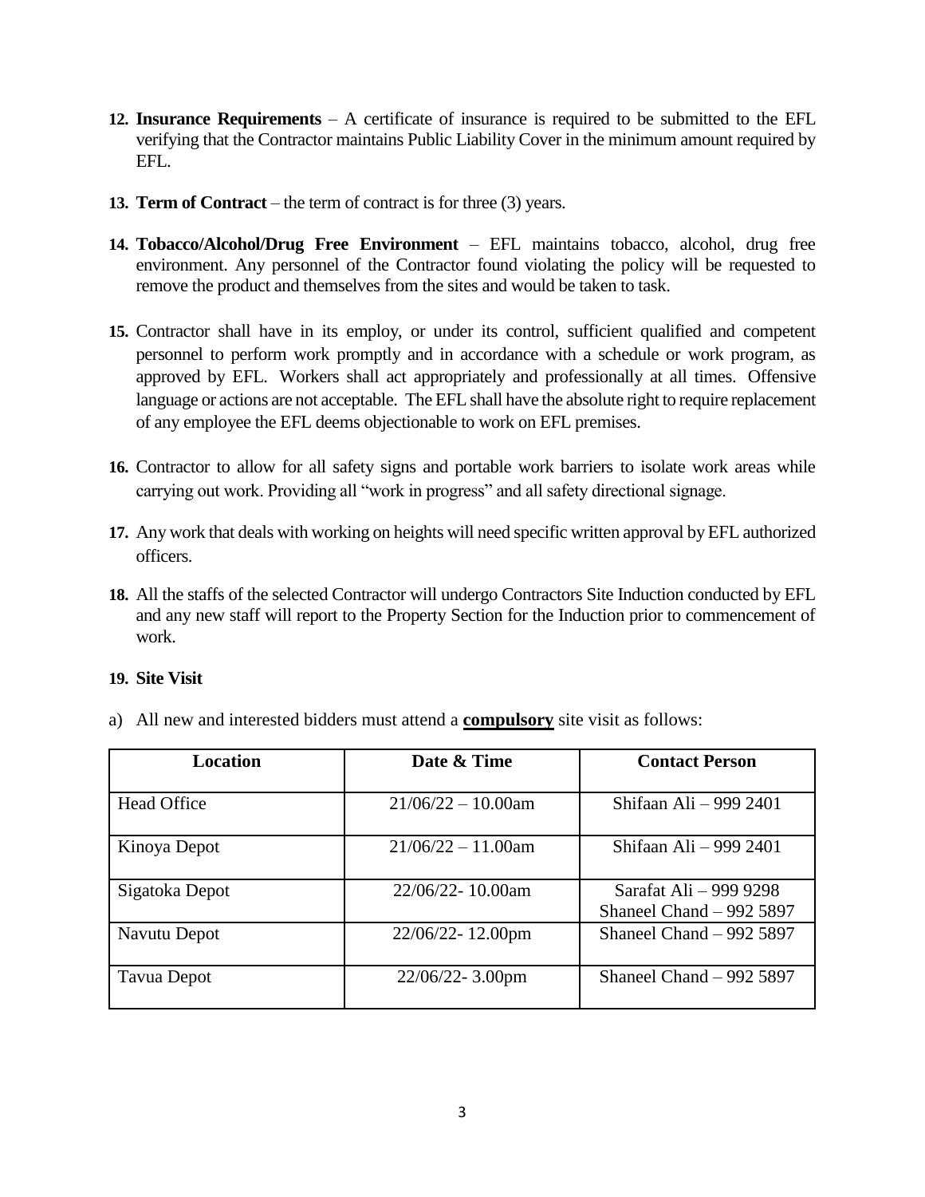12. **Insurance Requirements** – A certificate of insurance is required to be submitted to the EFL verifying that the Contractor maintains Public Liability Cover in the minimum amount required by EFL.

13. **Term of Contract** – the term of contract is for three (3) years.

14. **Tobacco/Alcohol/Drug Free Environment** – EFL maintains tobacco, alcohol, drug free environment. Any personnel of the Contractor found violating the policy will be requested to remove the product and themselves from the sites and would be taken to task.

15. Contractor shall have in its employ, or under its control, sufficient qualified and competent personnel to perform work promptly and in accordance with a schedule or work program, as approved by EFL. Workers shall act appropriately and professionally at all times. Offensive language or actions are not acceptable. The EFL shall have the absolute right to require replacement of any employee the EFL deems objectionable to work on EFL premises.

16. Contractor to allow for all safety signs and portable work barriers to isolate work areas while carrying out work. Providing all "work in progress" and all safety directional signage.

17. Any work that deals with working on heights will need specific written approval by EFL authorized officers.

18. All the staffs of the selected Contractor will undergo Contractors Site Induction conducted by EFL and any new staff will report to the Property Section for the Induction prior to commencement of work.

19. **Site Visit**

a) All new and interested bidders must attend a **compulsory** site visit as follows:

| Location | Date & Time | Contact Person |
|---|---|---|
| Head Office | 21/06/22 – 10.00am | Shifaan Ali – 999 2401 |
| Kinoya Depot | 21/06/22 – 11.00am | Shifaan Ali – 999 2401 |
| Sigatoka Depot | 22/06/22- 10.00am | Sarafat Ali – 999 9298<br>Shaneel Chand – 992 5897 |
| Navutu Depot | 22/06/22- 12.00pm | Shaneel Chand – 992 5897 |
| Tavua Depot | 22/06/22- 3.00pm | Shaneel Chand – 992 5897 |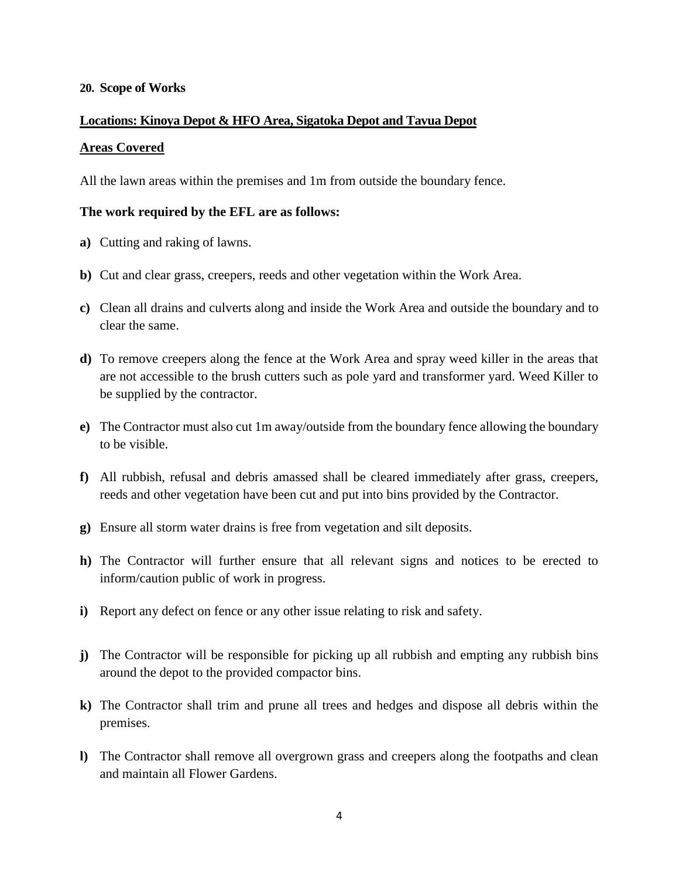## 20. Scope of Works

**Locations: Kinoya Depot & HFO Area, Sigatoka Depot and Tavua Depot**

**Areas Covered**

All the lawn areas within the premises and 1m from outside the boundary fence.

**The work required by the EFL are as follows:**

**a)** Cutting and raking of lawns.

**b)** Cut and clear grass, creepers, reeds and other vegetation within the Work Area.

**c)** Clean all drains and culverts along and inside the Work Area and outside the boundary and to clear the same.

**d)** To remove creepers along the fence at the Work Area and spray weed killer in the areas that are not accessible to the brush cutters such as pole yard and transformer yard. Weed Killer to be supplied by the contractor.

**e)** The Contractor must also cut 1m away/outside from the boundary fence allowing the boundary to be visible.

**f)** All rubbish, refusal and debris amassed shall be cleared immediately after grass, creepers, reeds and other vegetation have been cut and put into bins provided by the Contractor.

**g)** Ensure all storm water drains is free from vegetation and silt deposits.

**h)** The Contractor will further ensure that all relevant signs and notices to be erected to inform/caution public of work in progress.

**i)** Report any defect on fence or any other issue relating to risk and safety.

**j)** The Contractor will be responsible for picking up all rubbish and empting any rubbish bins around the depot to the provided compactor bins.

**k)** The Contractor shall trim and prune all trees and hedges and dispose all debris within the premises.

**l)** The Contractor shall remove all overgrown grass and creepers along the footpaths and clean and maintain all Flower Gardens.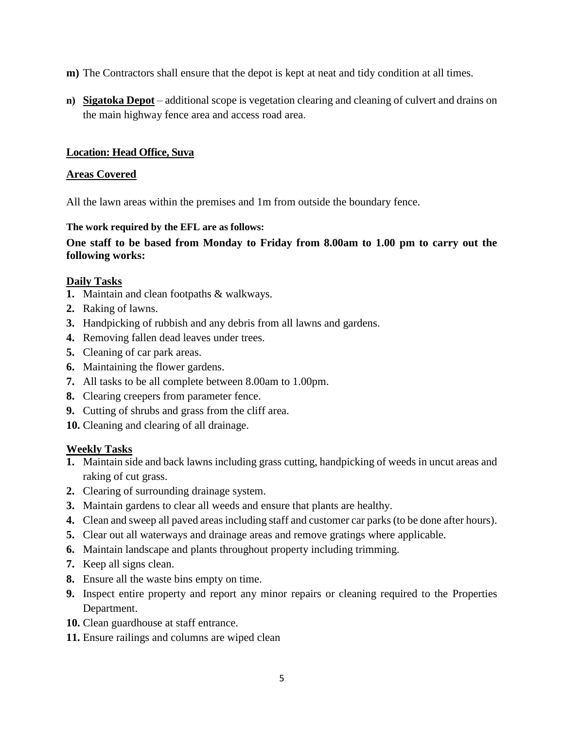**m)** The Contractors shall ensure that the depot is kept at neat and tidy condition at all times.

**n)** **Sigatoka Depot** – additional scope is vegetation clearing and cleaning of culvert and drains on the main highway fence area and access road area.

**Location: Head Office, Suva**

**Areas Covered**

All the lawn areas within the premises and 1m from outside the boundary fence.

**The work required by the EFL are as follows:**

**One staff to be based from Monday to Friday from 8.00am to 1.00 pm to carry out the following works:**

**Daily Tasks**

1. Maintain and clean footpaths & walkways.
2. Raking of lawns.
3. Handpicking of rubbish and any debris from all lawns and gardens.
4. Removing fallen dead leaves under trees.
5. Cleaning of car park areas.
6. Maintaining the flower gardens.
7. All tasks to be all complete between 8.00am to 1.00pm.
8. Clearing creepers from parameter fence.
9. Cutting of shrubs and grass from the cliff area.
10. Cleaning and clearing of all drainage.

**Weekly Tasks**

1. Maintain side and back lawns including grass cutting, handpicking of weeds in uncut areas and raking of cut grass.
2. Clearing of surrounding drainage system.
3. Maintain gardens to clear all weeds and ensure that plants are healthy.
4. Clean and sweep all paved areas including staff and customer car parks (to be done after hours).
5. Clear out all waterways and drainage areas and remove gratings where applicable.
6. Maintain landscape and plants throughout property including trimming.
7. Keep all signs clean.
8. Ensure all the waste bins empty on time.
9. Inspect entire property and report any minor repairs or cleaning required to the Properties Department.
10. Clean guardhouse at staff entrance.
11. Ensure railings and columns are wiped clean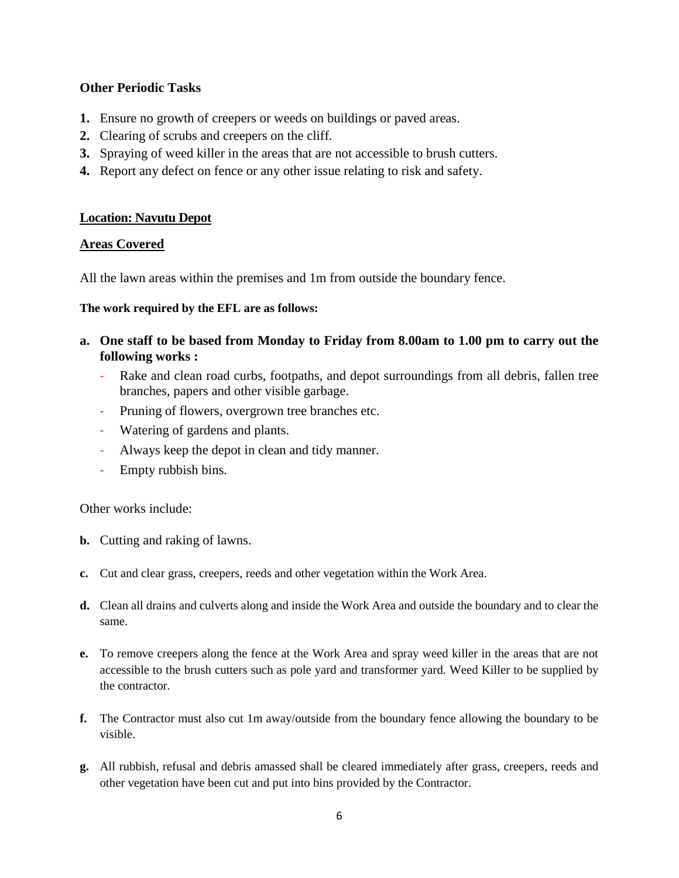**Other Periodic Tasks**

1. Ensure no growth of creepers or weeds on buildings or paved areas.
2. Clearing of scrubs and creepers on the cliff.
3. Spraying of weed killer in the areas that are not accessible to brush cutters.
4. Report any defect on fence or any other issue relating to risk and safety.

**<u>Location: Navutu Depot</u>**

**<u>Areas Covered</u>**

All the lawn areas within the premises and 1m from outside the boundary fence.

**The work required by the EFL are as follows:**

**a. One staff to be based from Monday to Friday from 8.00am to 1.00 pm to carry out the following works :**

- Rake and clean road curbs, footpaths, and depot surroundings from all debris, fallen tree branches, papers and other visible garbage.
- Pruning of flowers, overgrown tree branches etc.
- Watering of gardens and plants.
- Always keep the depot in clean and tidy manner.
- Empty rubbish bins.

Other works include:

**b.** Cutting and raking of lawns.

**c.** Cut and clear grass, creepers, reeds and other vegetation within the Work Area.

**d.** Clean all drains and culverts along and inside the Work Area and outside the boundary and to clear the same.

**e.** To remove creepers along the fence at the Work Area and spray weed killer in the areas that are not accessible to the brush cutters such as pole yard and transformer yard. Weed Killer to be supplied by the contractor.

**f.** The Contractor must also cut 1m away/outside from the boundary fence allowing the boundary to be visible.

**g.** All rubbish, refusal and debris amassed shall be cleared immediately after grass, creepers, reeds and other vegetation have been cut and put into bins provided by the Contractor.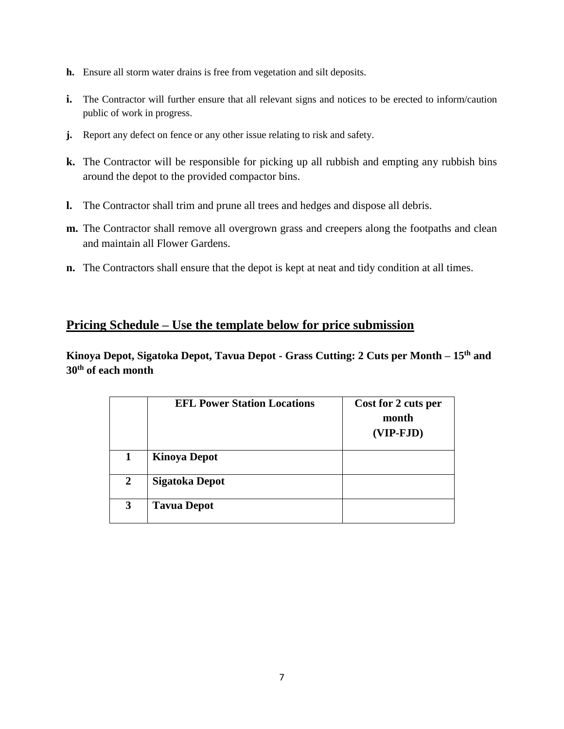- **h.** Ensure all storm water drains is free from vegetation and silt deposits.
- **i.** The Contractor will further ensure that all relevant signs and notices to be erected to inform/caution public of work in progress.
- **j.** Report any defect on fence or any other issue relating to risk and safety.
- **k.** The Contractor will be responsible for picking up all rubbish and empting any rubbish bins around the depot to the provided compactor bins.
- **l.** The Contractor shall trim and prune all trees and hedges and dispose all debris.
- **m.** The Contractor shall remove all overgrown grass and creepers along the footpaths and clean and maintain all Flower Gardens.
- **n.** The Contractors shall ensure that the depot is kept at neat and tidy condition at all times.

## Pricing Schedule – Use the template below for price submission

**Kinoya Depot, Sigatoka Depot, Tavua Depot - Grass Cutting: 2 Cuts per Month – 15th and 30th of each month**

| | **EFL Power Station Locations** | **Cost for 2 cuts per month (VIP-FJD)** |
|---|---|---|
| **1** | **Kinoya Depot** | |
| **2** | **Sigatoka Depot** | |
| **3** | **Tavua Depot** | |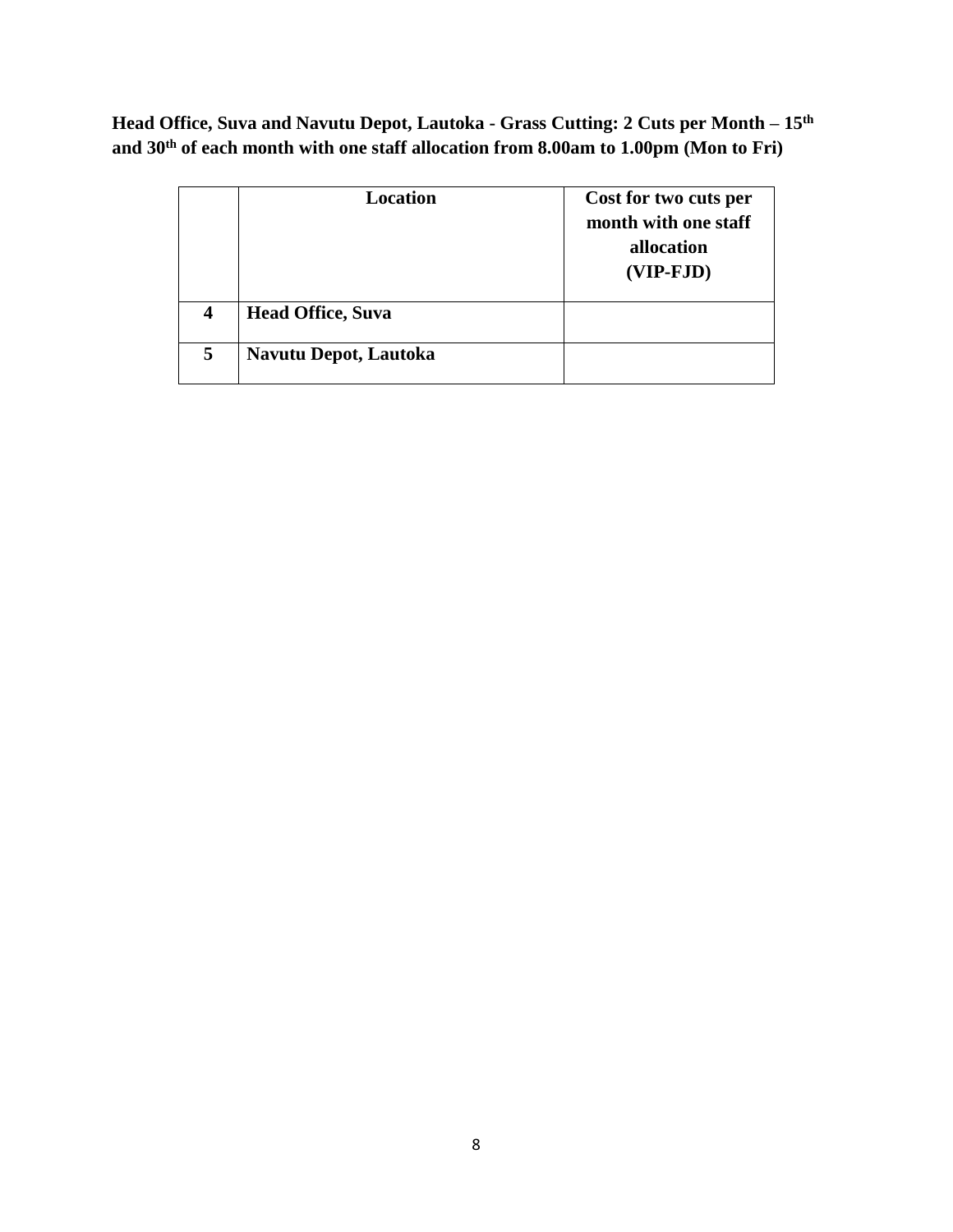**Head Office, Suva and Navutu Depot, Lautoka - Grass Cutting: 2 Cuts per Month – 15th and 30th of each month with one staff allocation from 8.00am to 1.00pm (Mon to Fri)**

| | Location | Cost for two cuts per month with one staff allocation (VIP-FJD) |
|---|---|---|
| **4** | **Head Office, Suva** | |
| **5** | **Navutu Depot, Lautoka** | |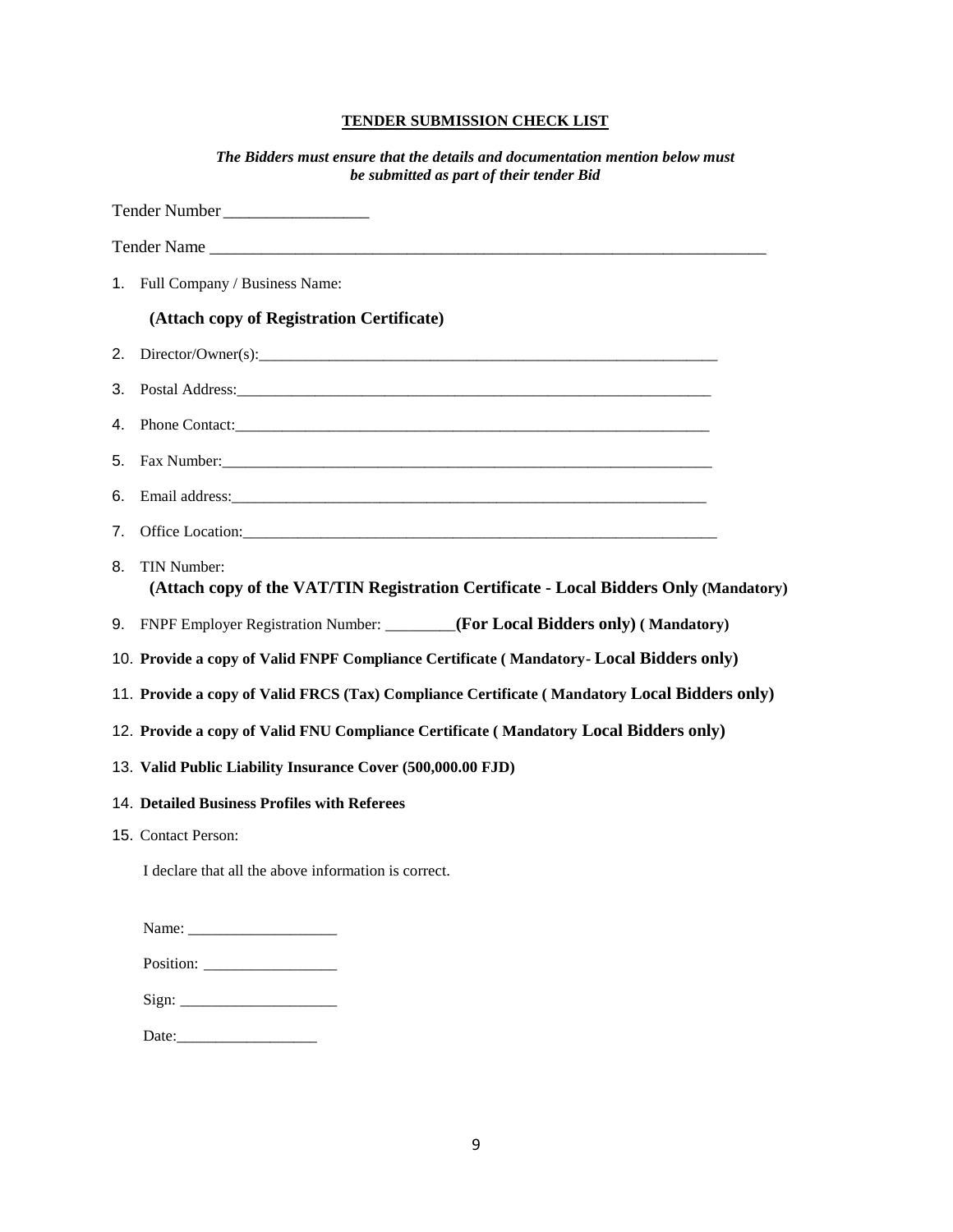## TENDER SUBMISSION CHECK LIST

***The Bidders must ensure that the details and documentation mention below must be submitted as part of their tender Bid***

Tender Number_________________

Tender Name ____________________________________________________________________

1. Full Company / Business Name:

   **(Attach copy of Registration Certificate)**

2. Director/Owner(s):_____________________________________________________________
3. Postal Address:_______________________________________________________________
4. Phone Contact:________________________________________________________________
5. Fax Number:__________________________________________________________________
6. Email address:________________________________________________________________
7. Office Location:_______________________________________________________________
8. TIN Number:

   **(Attach copy of the VAT/TIN Registration Certificate - Local Bidders Only (Mandatory)**

9. FNPF Employer Registration Number: _________**(For Local Bidders only) ( Mandatory)**
10. **Provide a copy of Valid FNPF Compliance Certificate ( Mandatory- Local Bidders only)**
11. **Provide a copy of Valid FRCS (Tax) Compliance Certificate ( Mandatory Local Bidders only)**
12. **Provide a copy of Valid FNU Compliance Certificate ( Mandatory Local Bidders only)**
13. **Valid Public Liability Insurance Cover (500,000.00 FJD)**
14. **Detailed Business Profiles with Referees**
15. Contact Person:

I declare that all the above information is correct.

Name: ___________________

Position: _________________

Sign: ____________________

Date:__________________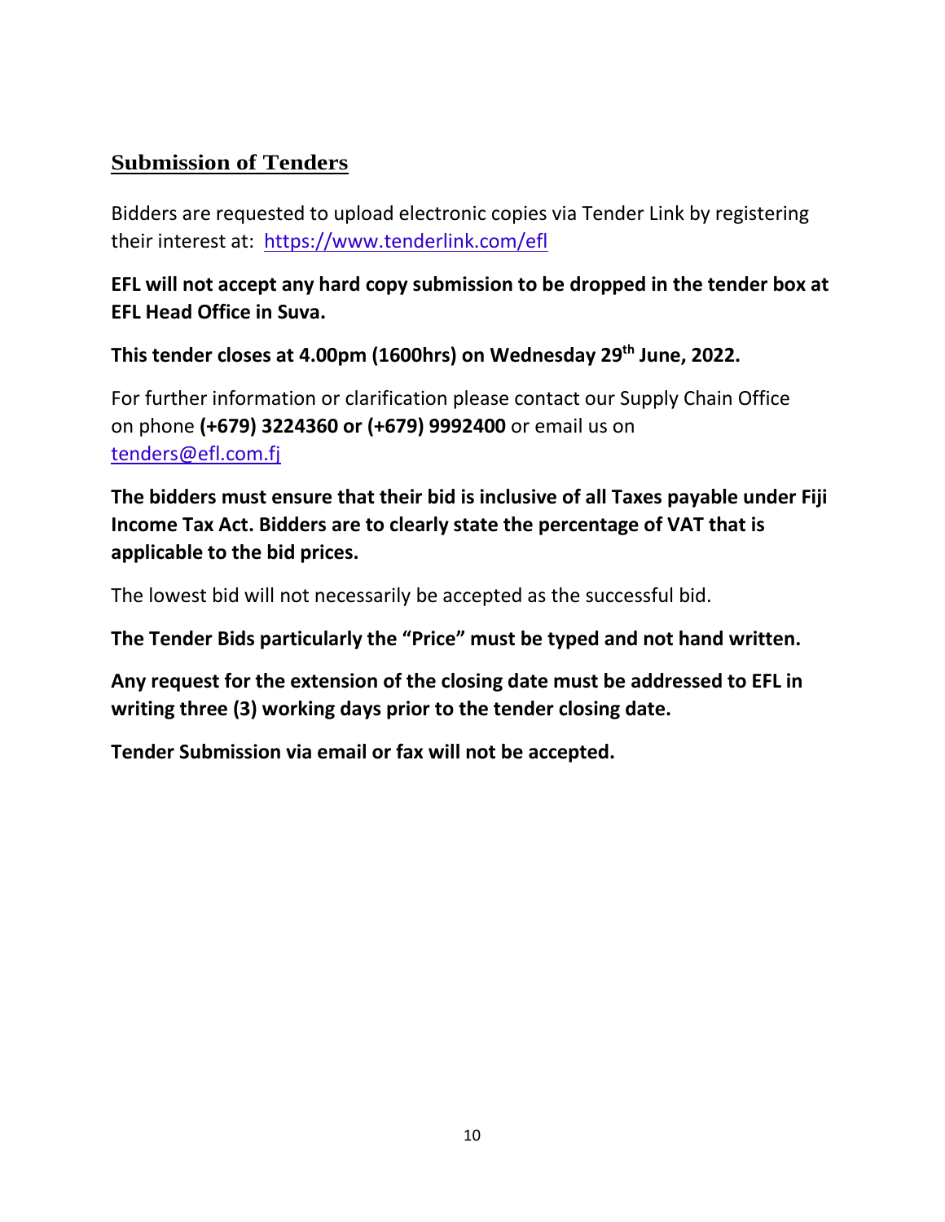## Submission of Tenders

Bidders are requested to upload electronic copies via Tender Link by registering their interest at: https://www.tenderlink.com/efl

**EFL will not accept any hard copy submission to be dropped in the tender box at EFL Head Office in Suva.**

**This tender closes at 4.00pm (1600hrs) on Wednesday 29th June, 2022.**

For further information or clarification please contact our Supply Chain Office on phone **(+679) 3224360 or (+679) 9992400** or email us on tenders@efl.com.fj

**The bidders must ensure that their bid is inclusive of all Taxes payable under Fiji Income Tax Act. Bidders are to clearly state the percentage of VAT that is applicable to the bid prices.**

The lowest bid will not necessarily be accepted as the successful bid.

**The Tender Bids particularly the "Price" must be typed and not hand written.**

**Any request for the extension of the closing date must be addressed to EFL in writing three (3) working days prior to the tender closing date.**

**Tender Submission via email or fax will not be accepted.**